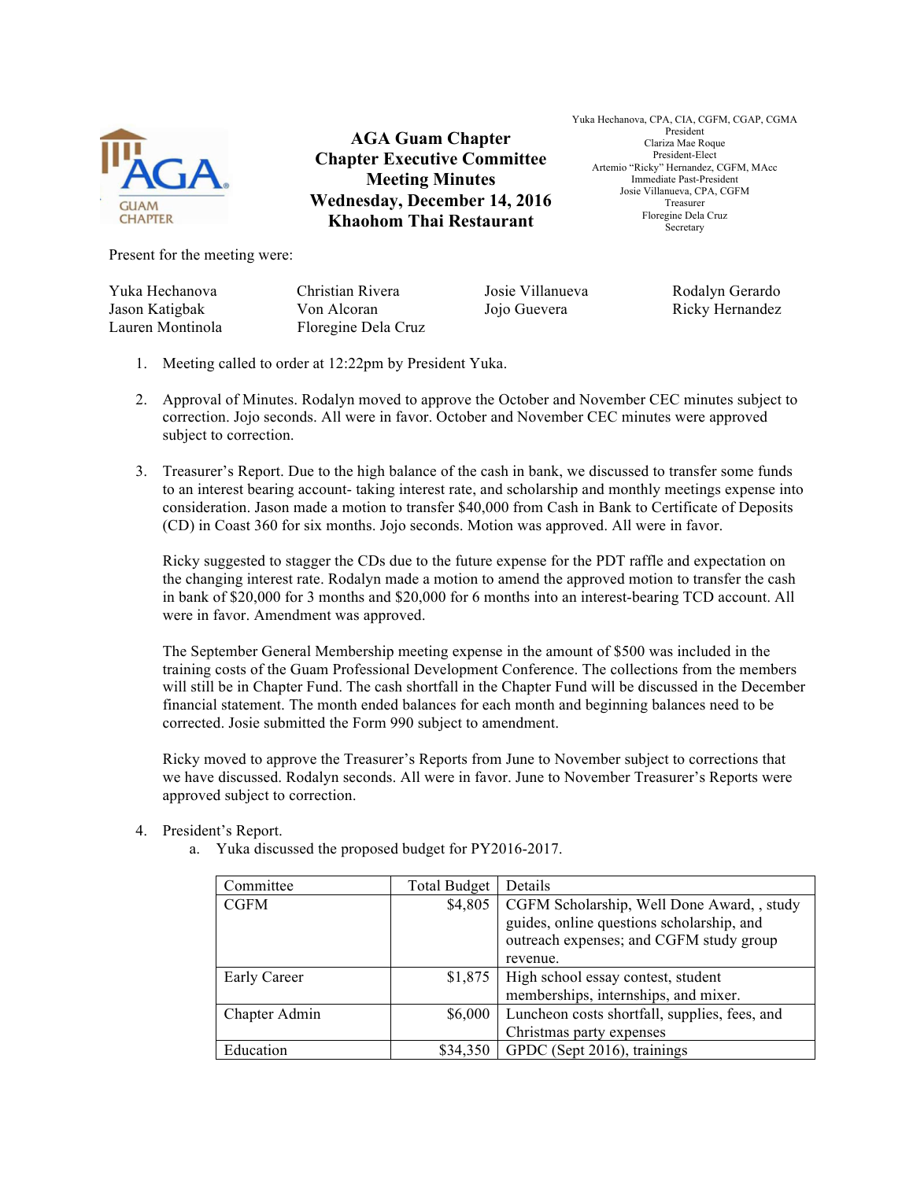# AGA Guam Chapter
## Chapter Executive Committee
## Meeting Minutes
## Wednesday, December 14, 2016
## Khaohom Thai Restaurant

Yuka Hechanova, CPA, CIA, CGFM, CGAP, CGMA
President
Clariza Mae Roque
President-Elect
Artemio "Ricky" Hernandez, CGFM, MAcc
Immediate Past-President
Josie Villanueva, CPA, CGFM
Treasurer
Floregine Dela Cruz
Secretary

Present for the meeting were:

Yuka Hechanova
Jason Katigbak
Lauren Montinola
Christian Rivera
Von Alcoran
Floregine Dela Cruz
Josie Villanueva
Jojo Guevera
Rodalyn Gerardo
Ricky Hernandez

1. Meeting called to order at 12:22pm by President Yuka.

2. Approval of Minutes. Rodalyn moved to approve the October and November CEC minutes subject to correction. Jojo seconds. All were in favor. October and November CEC minutes were approved subject to correction.

3. Treasurer's Report. Due to the high balance of the cash in bank, we discussed to transfer some funds to an interest bearing account- taking interest rate, and scholarship and monthly meetings expense into consideration. Jason made a motion to transfer $40,000 from Cash in Bank to Certificate of Deposits (CD) in Coast 360 for six months. Jojo seconds. Motion was approved. All were in favor.

   Ricky suggested to stagger the CDs due to the future expense for the PDT raffle and expectation on the changing interest rate. Rodalyn made a motion to amend the approved motion to transfer the cash in bank of $20,000 for 3 months and $20,000 for 6 months into an interest-bearing TCD account. All were in favor. Amendment was approved.

   The September General Membership meeting expense in the amount of $500 was included in the training costs of the Guam Professional Development Conference. The collections from the members will still be in Chapter Fund. The cash shortfall in the Chapter Fund will be discussed in the December financial statement. The month ended balances for each month and beginning balances need to be corrected. Josie submitted the Form 990 subject to amendment.

   Ricky moved to approve the Treasurer's Reports from June to November subject to corrections that we have discussed. Rodalyn seconds. All were in favor. June to November Treasurer's Reports were approved subject to correction.

4. President's Report.
   a. Yuka discussed the proposed budget for PY2016-2017.

| Committee | Total Budget | Details |
|---|---:|---|
| CGFM | $4,805 | CGFM Scholarship, Well Done Award, , study guides, online questions scholarship, and outreach expenses; and CGFM study group revenue. |
| Early Career | $1,875 | High school essay contest, student memberships, internships, and mixer. |
| Chapter Admin | $6,000 | Luncheon costs shortfall, supplies, fees, and Christmas party expenses |
| Education | $34,350 | GPDC (Sept 2016), trainings |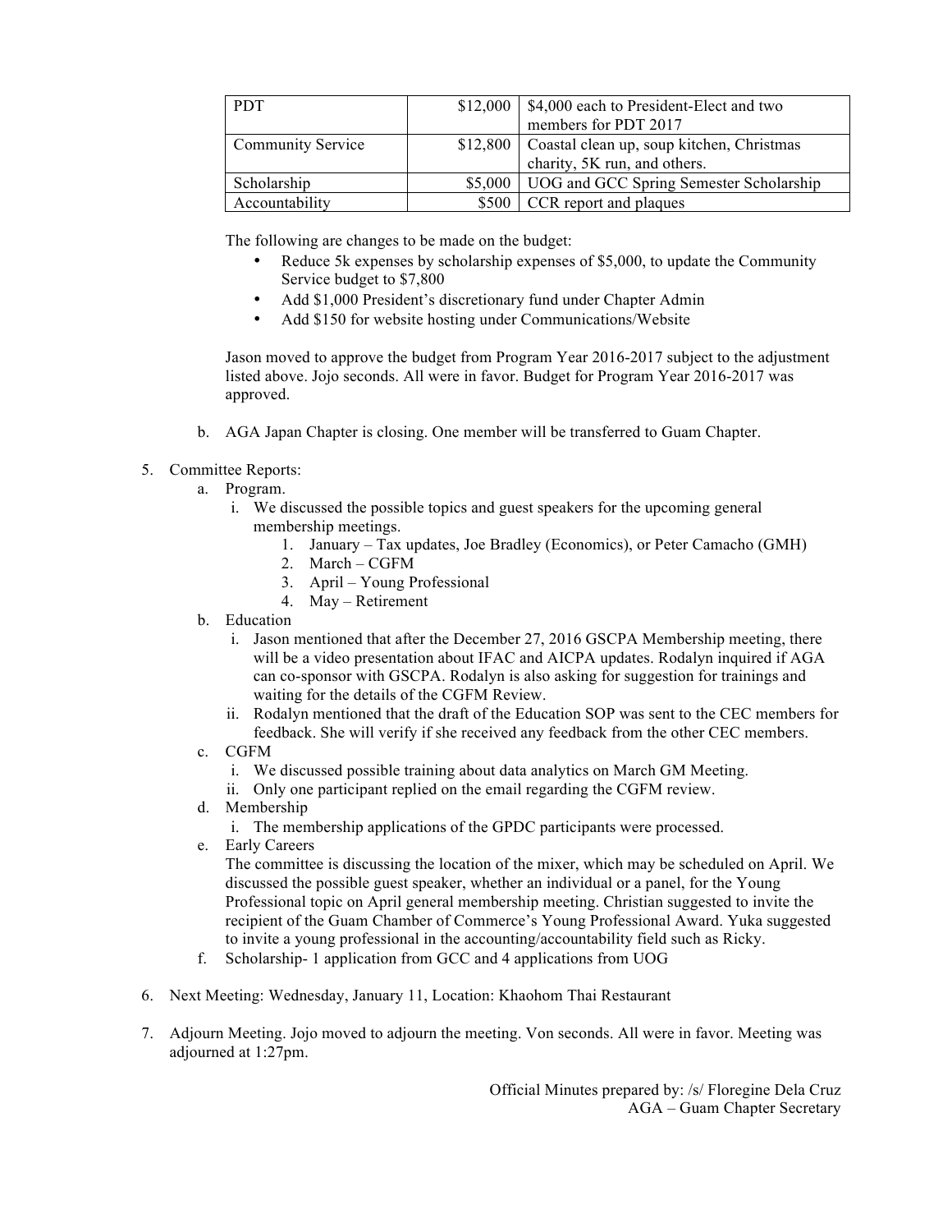| | | |
|---|---|---|
| PDT | $12,000 | $4,000 each to President-Elect and two members for PDT 2017 |
| Community Service | $12,800 | Coastal clean up, soup kitchen, Christmas charity, 5K run, and others. |
| Scholarship | $5,000 | UOG and GCC Spring Semester Scholarship |
| Accountability | $500 | CCR report and plaques |

The following are changes to be made on the budget:

- Reduce 5k expenses by scholarship expenses of $5,000, to update the Community Service budget to $7,800
- Add $1,000 President's discretionary fund under Chapter Admin
- Add $150 for website hosting under Communications/Website

Jason moved to approve the budget from Program Year 2016-2017 subject to the adjustment listed above. Jojo seconds. All were in favor. Budget for Program Year 2016-2017 was approved.

b. AGA Japan Chapter is closing. One member will be transferred to Guam Chapter.

5. Committee Reports:
   a. Program.
      i. We discussed the possible topics and guest speakers for the upcoming general membership meetings.
         1. January – Tax updates, Joe Bradley (Economics), or Peter Camacho (GMH)
         2. March – CGFM
         3. April – Young Professional
         4. May – Retirement
   b. Education
      i. Jason mentioned that after the December 27, 2016 GSCPA Membership meeting, there will be a video presentation about IFAC and AICPA updates. Rodalyn inquired if AGA can co-sponsor with GSCPA. Rodalyn is also asking for suggestion for trainings and waiting for the details of the CGFM Review.
      ii. Rodalyn mentioned that the draft of the Education SOP was sent to the CEC members for feedback. She will verify if she received any feedback from the other CEC members.
   c. CGFM
      i. We discussed possible training about data analytics on March GM Meeting.
      ii. Only one participant replied on the email regarding the CGFM review.
   d. Membership
      i. The membership applications of the GPDC participants were processed.
   e. Early Careers
      The committee is discussing the location of the mixer, which may be scheduled on April. We discussed the possible guest speaker, whether an individual or a panel, for the Young Professional topic on April general membership meeting. Christian suggested to invite the recipient of the Guam Chamber of Commerce's Young Professional Award. Yuka suggested to invite a young professional in the accounting/accountability field such as Ricky.
   f. Scholarship- 1 application from GCC and 4 applications from UOG

6. Next Meeting: Wednesday, January 11, Location: Khaohom Thai Restaurant

7. Adjourn Meeting. Jojo moved to adjourn the meeting. Von seconds. All were in favor. Meeting was adjourned at 1:27pm.

Official Minutes prepared by: /s/ Floregine Dela Cruz
AGA – Guam Chapter Secretary